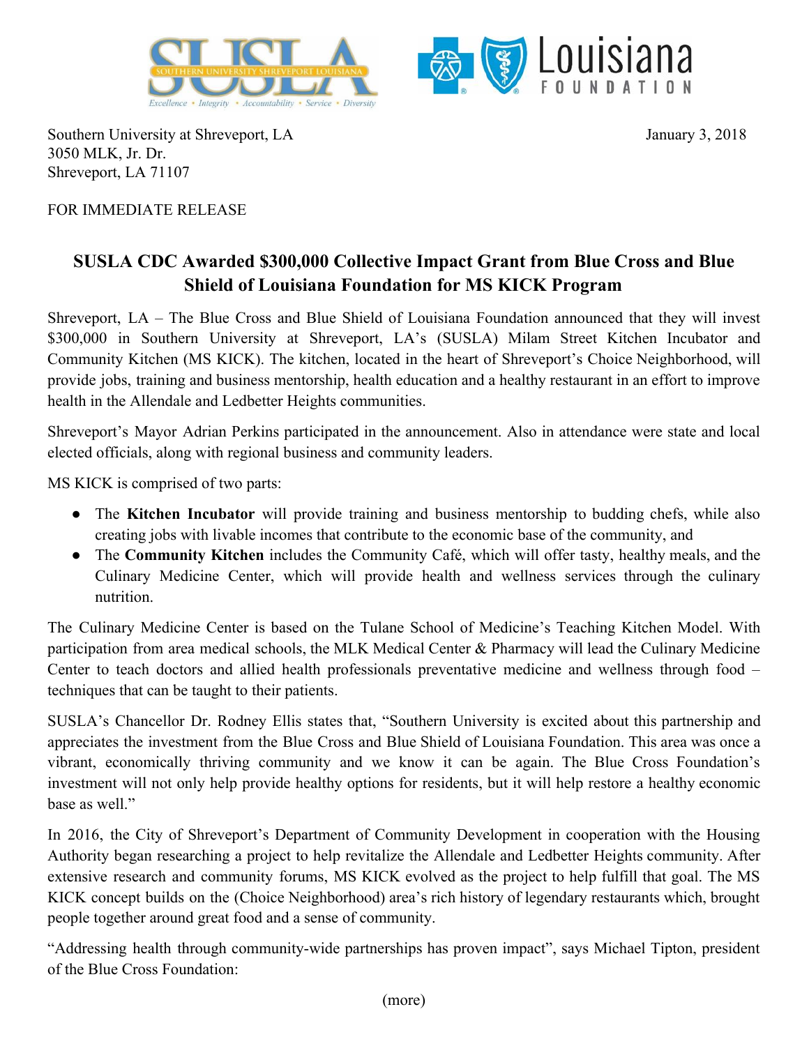Southern University at Shreveport, LA
3050 MLK, Jr. Dr.
Shreveport, LA 71107

January 3, 2018

FOR IMMEDIATE RELEASE

## SUSLA CDC Awarded $300,000 Collective Impact Grant from Blue Cross and Blue Shield of Louisiana Foundation for MS KICK Program

Shreveport, LA – The Blue Cross and Blue Shield of Louisiana Foundation announced that they will invest $300,000 in Southern University at Shreveport, LA's (SUSLA) Milam Street Kitchen Incubator and Community Kitchen (MS KICK). The kitchen, located in the heart of Shreveport's Choice Neighborhood, will provide jobs, training and business mentorship, health education and a healthy restaurant in an effort to improve health in the Allendale and Ledbetter Heights communities.

Shreveport's Mayor Adrian Perkins participated in the announcement. Also in attendance were state and local elected officials, along with regional business and community leaders.

MS KICK is comprised of two parts:

- The **Kitchen Incubator** will provide training and business mentorship to budding chefs, while also creating jobs with livable incomes that contribute to the economic base of the community, and
- The **Community Kitchen** includes the Community Café, which will offer tasty, healthy meals, and the Culinary Medicine Center, which will provide health and wellness services through the culinary nutrition.

The Culinary Medicine Center is based on the Tulane School of Medicine's Teaching Kitchen Model. With participation from area medical schools, the MLK Medical Center & Pharmacy will lead the Culinary Medicine Center to teach doctors and allied health professionals preventative medicine and wellness through food – techniques that can be taught to their patients.

SUSLA's Chancellor Dr. Rodney Ellis states that, "Southern University is excited about this partnership and appreciates the investment from the Blue Cross and Blue Shield of Louisiana Foundation. This area was once a vibrant, economically thriving community and we know it can be again. The Blue Cross Foundation's investment will not only help provide healthy options for residents, but it will help restore a healthy economic base as well."

In 2016, the City of Shreveport's Department of Community Development in cooperation with the Housing Authority began researching a project to help revitalize the Allendale and Ledbetter Heights community. After extensive research and community forums, MS KICK evolved as the project to help fulfill that goal. The MS KICK concept builds on the (Choice Neighborhood) area's rich history of legendary restaurants which, brought people together around great food and a sense of community.

"Addressing health through community-wide partnerships has proven impact", says Michael Tipton, president of the Blue Cross Foundation:

(more)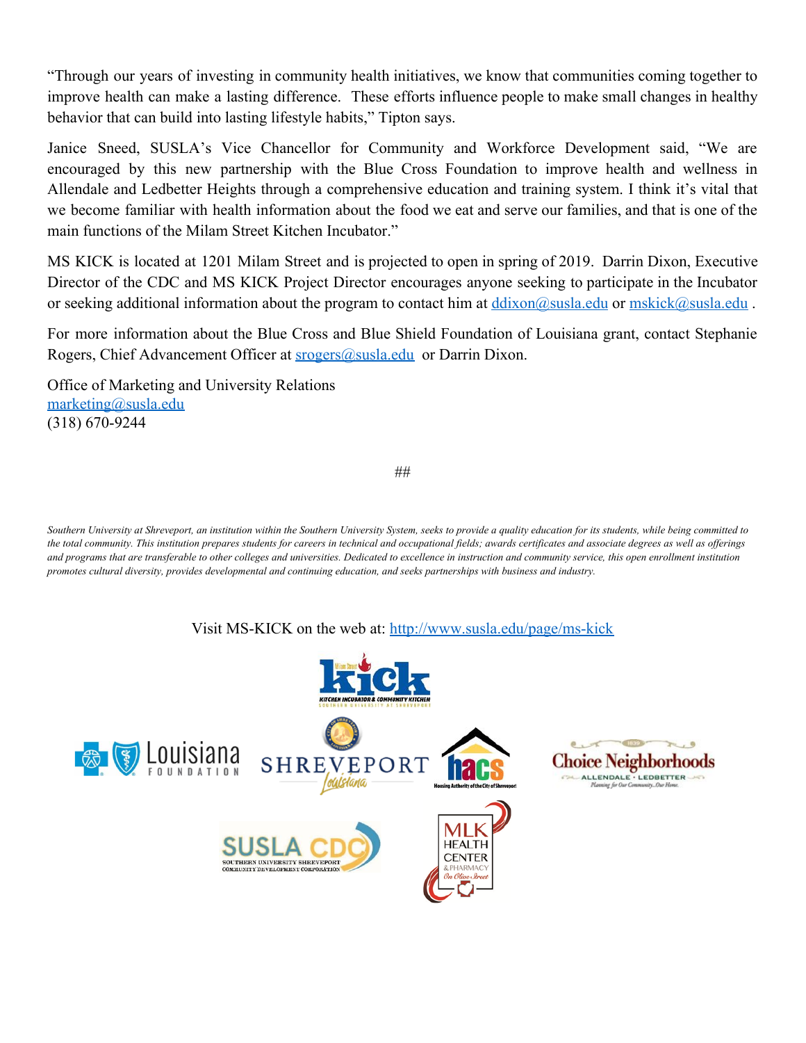"Through our years of investing in community health initiatives, we know that communities coming together to improve health can make a lasting difference. These efforts influence people to make small changes in healthy behavior that can build into lasting lifestyle habits," Tipton says.

Janice Sneed, SUSLA's Vice Chancellor for Community and Workforce Development said, "We are encouraged by this new partnership with the Blue Cross Foundation to improve health and wellness in Allendale and Ledbetter Heights through a comprehensive education and training system. I think it's vital that we become familiar with health information about the food we eat and serve our families, and that is one of the main functions of the Milam Street Kitchen Incubator."

MS KICK is located at 1201 Milam Street and is projected to open in spring of 2019. Darrin Dixon, Executive Director of the CDC and MS KICK Project Director encourages anyone seeking to participate in the Incubator or seeking additional information about the program to contact him at ddixon@susla.edu or mskick@susla.edu .

For more information about the Blue Cross and Blue Shield Foundation of Louisiana grant, contact Stephanie Rogers, Chief Advancement Officer at srogers@susla.edu or Darrin Dixon.

Office of Marketing and University Relations
marketing@susla.edu
(318) 670-9244

##

*Southern University at Shreveport, an institution within the Southern University System, seeks to provide a quality education for its students, while being committed to the total community. This institution prepares students for careers in technical and occupational fields; awards certificates and associate degrees as well as offerings and programs that are transferable to other colleges and universities. Dedicated to excellence in instruction and community service, this open enrollment institution promotes cultural diversity, provides developmental and continuing education, and seeks partnerships with business and industry.*

Visit MS-KICK on the web at: http://www.susla.edu/page/ms-kick